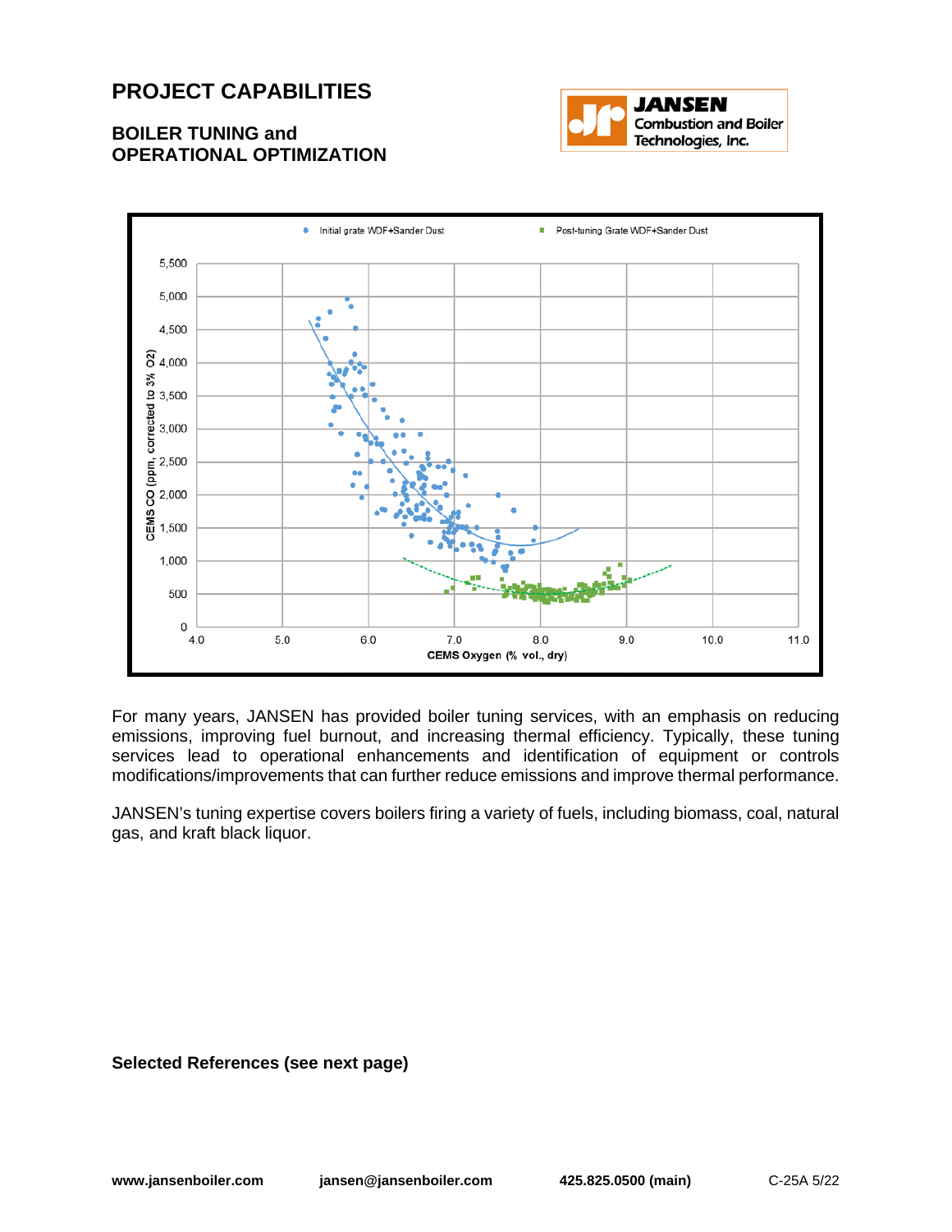# PROJECT CAPABILITIES

## BOILER TUNING and OPERATIONAL OPTIMIZATION

For many years, JANSEN has provided boiler tuning services, with an emphasis on reducing emissions, improving fuel burnout, and increasing thermal efficiency. Typically, these tuning services lead to operational enhancements and identification of equipment or controls modifications/improvements that can further reduce emissions and improve thermal performance.

JANSEN's tuning expertise covers boilers firing a variety of fuels, including biomass, coal, natural gas, and kraft black liquor.

**Selected References (see next page)**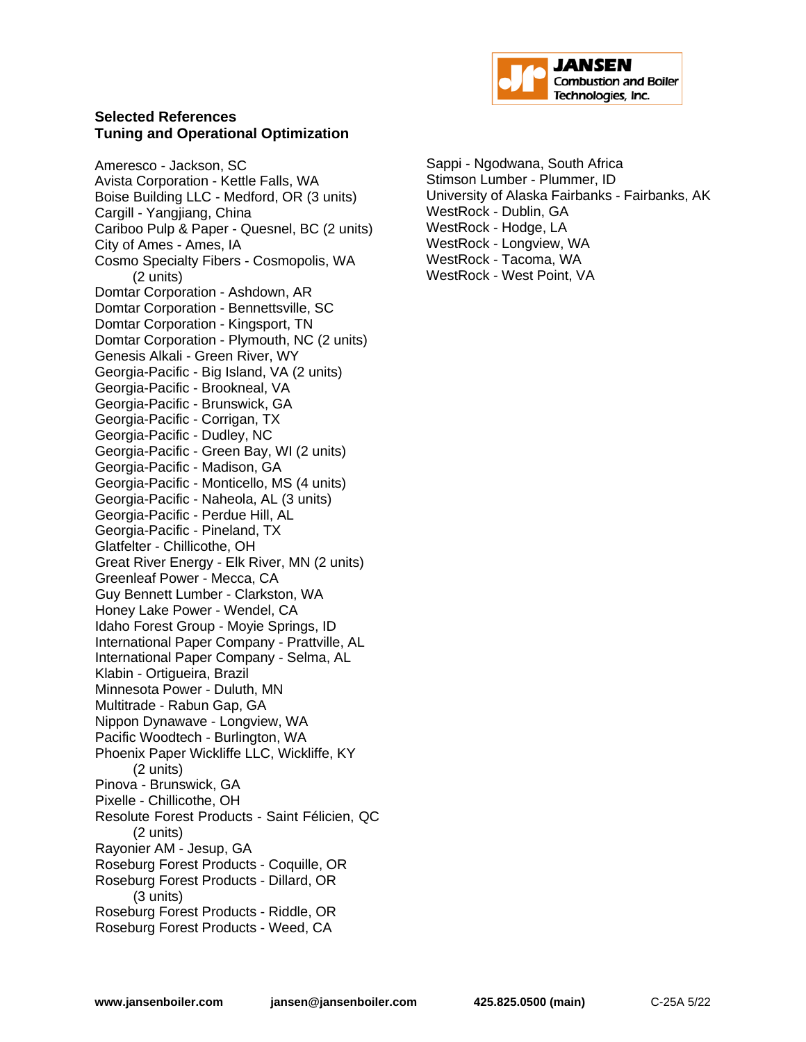**Selected References**
**Tuning and Operational Optimization**

Ameresco - Jackson, SC
Avista Corporation - Kettle Falls, WA
Boise Building LLC - Medford, OR (3 units)
Cargill - Yangjiang, China
Cariboo Pulp & Paper - Quesnel, BC (2 units)
City of Ames - Ames, IA
Cosmo Specialty Fibers - Cosmopolis, WA (2 units)
Domtar Corporation - Ashdown, AR
Domtar Corporation - Bennettsville, SC
Domtar Corporation - Kingsport, TN
Domtar Corporation - Plymouth, NC (2 units)
Genesis Alkali - Green River, WY
Georgia-Pacific - Big Island, VA (2 units)
Georgia-Pacific - Brookneal, VA
Georgia-Pacific - Brunswick, GA
Georgia-Pacific - Corrigan, TX
Georgia-Pacific - Dudley, NC
Georgia-Pacific - Green Bay, WI (2 units)
Georgia-Pacific - Madison, GA
Georgia-Pacific - Monticello, MS (4 units)
Georgia-Pacific - Naheola, AL (3 units)
Georgia-Pacific - Perdue Hill, AL
Georgia-Pacific - Pineland, TX
Glatfelter - Chillicothe, OH
Great River Energy - Elk River, MN (2 units)
Greenleaf Power - Mecca, CA
Guy Bennett Lumber - Clarkston, WA
Honey Lake Power - Wendel, CA
Idaho Forest Group - Moyie Springs, ID
International Paper Company - Prattville, AL
International Paper Company - Selma, AL
Klabin - Ortigueira, Brazil
Minnesota Power - Duluth, MN
Multitrade - Rabun Gap, GA
Nippon Dynawave - Longview, WA
Pacific Woodtech - Burlington, WA
Phoenix Paper Wickliffe LLC, Wickliffe, KY (2 units)
Pinova - Brunswick, GA
Pixelle - Chillicothe, OH
Resolute Forest Products - Saint Félicien, QC (2 units)
Rayonier AM - Jesup, GA
Roseburg Forest Products - Coquille, OR
Roseburg Forest Products - Dillard, OR (3 units)
Roseburg Forest Products - Riddle, OR
Roseburg Forest Products - Weed, CA
Sappi - Ngodwana, South Africa
Stimson Lumber - Plummer, ID
University of Alaska Fairbanks - Fairbanks, AK
WestRock - Dublin, GA
WestRock - Hodge, LA
WestRock - Longview, WA
WestRock - Tacoma, WA
WestRock - West Point, VA

**www.jansenboiler.com** **jansen@jansenboiler.com** **425.825.0500 (main)** C-25A 5/22